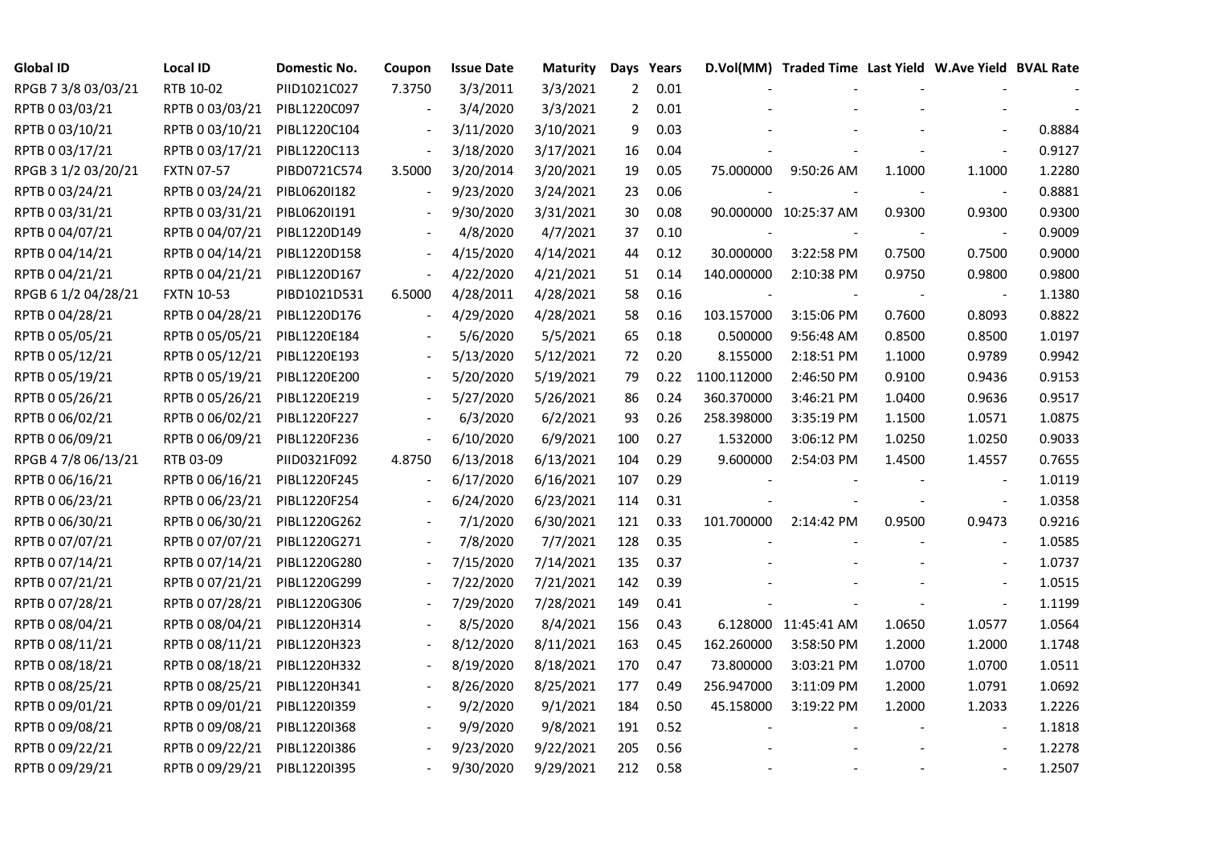| Global ID | Local ID | Domestic No. | Coupon | Issue Date | Maturity | Days | Years | D.Vol(MM) | Traded Time | Last Yield | W.Ave Yield | BVAL Rate |
|---|---|---|---|---|---|---|---|---|---|---|---|---|
| RPGB 7 3/8 03/03/21 | RTB 10-02 | PIID1021C027 | 7.3750 | 3/3/2011 | 3/3/2021 | 2 | 0.01 | - | - | - | - | - |
| RPTB 0 03/03/21 | RPTB 0 03/03/21 | PIBL1220C097 | - | 3/4/2020 | 3/3/2021 | 2 | 0.01 | - | - | - | - | - |
| RPTB 0 03/10/21 | RPTB 0 03/10/21 | PIBL1220C104 | - | 3/11/2020 | 3/10/2021 | 9 | 0.03 | - | - | - | - | 0.8884 |
| RPTB 0 03/17/21 | RPTB 0 03/17/21 | PIBL1220C113 | - | 3/18/2020 | 3/17/2021 | 16 | 0.04 | - | - | - | - | 0.9127 |
| RPGB 3 1/2 03/20/21 | FXTN 07-57 | PIBD0721C574 | 3.5000 | 3/20/2014 | 3/20/2021 | 19 | 0.05 | 75.000000 | 9:50:26 AM | 1.1000 | 1.1000 | 1.2280 |
| RPTB 0 03/24/21 | RPTB 0 03/24/21 | PIBL0620I182 | - | 9/23/2020 | 3/24/2021 | 23 | 0.06 | - | - | - | - | 0.8881 |
| RPTB 0 03/31/21 | RPTB 0 03/31/21 | PIBL0620I191 | - | 9/30/2020 | 3/31/2021 | 30 | 0.08 | 90.000000 | 10:25:37 AM | 0.9300 | 0.9300 | 0.9300 |
| RPTB 0 04/07/21 | RPTB 0 04/07/21 | PIBL1220D149 | - | 4/8/2020 | 4/7/2021 | 37 | 0.10 | - | - | - | - | 0.9009 |
| RPTB 0 04/14/21 | RPTB 0 04/14/21 | PIBL1220D158 | - | 4/15/2020 | 4/14/2021 | 44 | 0.12 | 30.000000 | 3:22:58 PM | 0.7500 | 0.7500 | 0.9000 |
| RPTB 0 04/21/21 | RPTB 0 04/21/21 | PIBL1220D167 | - | 4/22/2020 | 4/21/2021 | 51 | 0.14 | 140.000000 | 2:10:38 PM | 0.9750 | 0.9800 | 0.9800 |
| RPGB 6 1/2 04/28/21 | FXTN 10-53 | PIBD1021D531 | 6.5000 | 4/28/2011 | 4/28/2021 | 58 | 0.16 | - | - | - | - | 1.1380 |
| RPTB 0 04/28/21 | RPTB 0 04/28/21 | PIBL1220D176 | - | 4/29/2020 | 4/28/2021 | 58 | 0.16 | 103.157000 | 3:15:06 PM | 0.7600 | 0.8093 | 0.8822 |
| RPTB 0 05/05/21 | RPTB 0 05/05/21 | PIBL1220E184 | - | 5/6/2020 | 5/5/2021 | 65 | 0.18 | 0.500000 | 9:56:48 AM | 0.8500 | 0.8500 | 1.0197 |
| RPTB 0 05/12/21 | RPTB 0 05/12/21 | PIBL1220E193 | - | 5/13/2020 | 5/12/2021 | 72 | 0.20 | 8.155000 | 2:18:51 PM | 1.1000 | 0.9789 | 0.9942 |
| RPTB 0 05/19/21 | RPTB 0 05/19/21 | PIBL1220E200 | - | 5/20/2020 | 5/19/2021 | 79 | 0.22 | 1100.112000 | 2:46:50 PM | 0.9100 | 0.9436 | 0.9153 |
| RPTB 0 05/26/21 | RPTB 0 05/26/21 | PIBL1220E219 | - | 5/27/2020 | 5/26/2021 | 86 | 0.24 | 360.370000 | 3:46:21 PM | 1.0400 | 0.9636 | 0.9517 |
| RPTB 0 06/02/21 | RPTB 0 06/02/21 | PIBL1220F227 | - | 6/3/2020 | 6/2/2021 | 93 | 0.26 | 258.398000 | 3:35:19 PM | 1.1500 | 1.0571 | 1.0875 |
| RPTB 0 06/09/21 | RPTB 0 06/09/21 | PIBL1220F236 | - | 6/10/2020 | 6/9/2021 | 100 | 0.27 | 1.532000 | 3:06:12 PM | 1.0250 | 1.0250 | 0.9033 |
| RPGB 4 7/8 06/13/21 | RTB 03-09 | PIID0321F092 | 4.8750 | 6/13/2018 | 6/13/2021 | 104 | 0.29 | 9.600000 | 2:54:03 PM | 1.4500 | 1.4557 | 0.7655 |
| RPTB 0 06/16/21 | RPTB 0 06/16/21 | PIBL1220F245 | - | 6/17/2020 | 6/16/2021 | 107 | 0.29 | - | - | - | - | 1.0119 |
| RPTB 0 06/23/21 | RPTB 0 06/23/21 | PIBL1220F254 | - | 6/24/2020 | 6/23/2021 | 114 | 0.31 | - | - | - | - | 1.0358 |
| RPTB 0 06/30/21 | RPTB 0 06/30/21 | PIBL1220G262 | - | 7/1/2020 | 6/30/2021 | 121 | 0.33 | 101.700000 | 2:14:42 PM | 0.9500 | 0.9473 | 0.9216 |
| RPTB 0 07/07/21 | RPTB 0 07/07/21 | PIBL1220G271 | - | 7/8/2020 | 7/7/2021 | 128 | 0.35 | - | - | - | - | 1.0585 |
| RPTB 0 07/14/21 | RPTB 0 07/14/21 | PIBL1220G280 | - | 7/15/2020 | 7/14/2021 | 135 | 0.37 | - | - | - | - | 1.0737 |
| RPTB 0 07/21/21 | RPTB 0 07/21/21 | PIBL1220G299 | - | 7/22/2020 | 7/21/2021 | 142 | 0.39 | - | - | - | - | 1.0515 |
| RPTB 0 07/28/21 | RPTB 0 07/28/21 | PIBL1220G306 | - | 7/29/2020 | 7/28/2021 | 149 | 0.41 | - | - | - | - | 1.1199 |
| RPTB 0 08/04/21 | RPTB 0 08/04/21 | PIBL1220H314 | - | 8/5/2020 | 8/4/2021 | 156 | 0.43 | 6.128000 | 11:45:41 AM | 1.0650 | 1.0577 | 1.0564 |
| RPTB 0 08/11/21 | RPTB 0 08/11/21 | PIBL1220H323 | - | 8/12/2020 | 8/11/2021 | 163 | 0.45 | 162.260000 | 3:58:50 PM | 1.2000 | 1.2000 | 1.1748 |
| RPTB 0 08/18/21 | RPTB 0 08/18/21 | PIBL1220H332 | - | 8/19/2020 | 8/18/2021 | 170 | 0.47 | 73.800000 | 3:03:21 PM | 1.0700 | 1.0700 | 1.0511 |
| RPTB 0 08/25/21 | RPTB 0 08/25/21 | PIBL1220H341 | - | 8/26/2020 | 8/25/2021 | 177 | 0.49 | 256.947000 | 3:11:09 PM | 1.2000 | 1.0791 | 1.0692 |
| RPTB 0 09/01/21 | RPTB 0 09/01/21 | PIBL1220I359 | - | 9/2/2020 | 9/1/2021 | 184 | 0.50 | 45.158000 | 3:19:22 PM | 1.2000 | 1.2033 | 1.2226 |
| RPTB 0 09/08/21 | RPTB 0 09/08/21 | PIBL1220I368 | - | 9/9/2020 | 9/8/2021 | 191 | 0.52 | - | - | - | - | 1.1818 |
| RPTB 0 09/22/21 | RPTB 0 09/22/21 | PIBL1220I386 | - | 9/23/2020 | 9/22/2021 | 205 | 0.56 | - | - | - | - | 1.2278 |
| RPTB 0 09/29/21 | RPTB 0 09/29/21 | PIBL1220I395 | - | 9/30/2020 | 9/29/2021 | 212 | 0.58 | - | - | - | - | 1.2507 |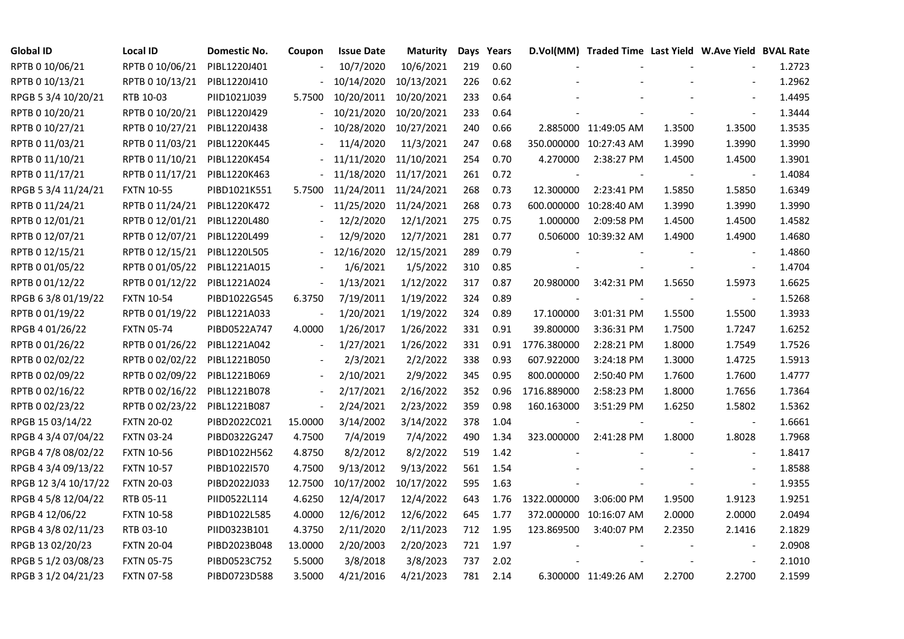| Global ID | Local ID | Domestic No. | Coupon | Issue Date | Maturity | Days | Years | D.Vol(MM) | Traded Time | Last Yield | W.Ave Yield | BVAL Rate |
|---|---|---|---|---|---|---|---|---|---|---|---|---|
| RPTB 0 10/06/21 | RPTB 0 10/06/21 | PIBL1220J401 | - | 10/7/2020 | 10/6/2021 | 219 | 0.60 | - | - | - | - | 1.2723 |
| RPTB 0 10/13/21 | RPTB 0 10/13/21 | PIBL1220J410 | - | 10/14/2020 | 10/13/2021 | 226 | 0.62 | - | - | - | - | 1.2962 |
| RPGB 5 3/4 10/20/21 | RTB 10-03 | PIID1021J039 | 5.7500 | 10/20/2011 | 10/20/2021 | 233 | 0.64 | - | - | - | - | 1.4495 |
| RPTB 0 10/20/21 | RPTB 0 10/20/21 | PIBL1220J429 | - | 10/21/2020 | 10/20/2021 | 233 | 0.64 | - | - | - | - | 1.3444 |
| RPTB 0 10/27/21 | RPTB 0 10/27/21 | PIBL1220J438 | - | 10/28/2020 | 10/27/2021 | 240 | 0.66 | 2.885000 | 11:49:05 AM | 1.3500 | 1.3500 | 1.3535 |
| RPTB 0 11/03/21 | RPTB 0 11/03/21 | PIBL1220K445 | - | 11/4/2020 | 11/3/2021 | 247 | 0.68 | 350.000000 | 10:27:43 AM | 1.3990 | 1.3990 | 1.3990 |
| RPTB 0 11/10/21 | RPTB 0 11/10/21 | PIBL1220K454 | - | 11/11/2020 | 11/10/2021 | 254 | 0.70 | 4.270000 | 2:38:27 PM | 1.4500 | 1.4500 | 1.3901 |
| RPTB 0 11/17/21 | RPTB 0 11/17/21 | PIBL1220K463 | - | 11/18/2020 | 11/17/2021 | 261 | 0.72 | - | - | - | - | 1.4084 |
| RPGB 5 3/4 11/24/21 | FXTN 10-55 | PIBD1021K551 | 5.7500 | 11/24/2011 | 11/24/2021 | 268 | 0.73 | 12.300000 | 2:23:41 PM | 1.5850 | 1.5850 | 1.6349 |
| RPTB 0 11/24/21 | RPTB 0 11/24/21 | PIBL1220K472 | - | 11/25/2020 | 11/24/2021 | 268 | 0.73 | 600.000000 | 10:28:40 AM | 1.3990 | 1.3990 | 1.3990 |
| RPTB 0 12/01/21 | RPTB 0 12/01/21 | PIBL1220L480 | - | 12/2/2020 | 12/1/2021 | 275 | 0.75 | 1.000000 | 2:09:58 PM | 1.4500 | 1.4500 | 1.4582 |
| RPTB 0 12/07/21 | RPTB 0 12/07/21 | PIBL1220L499 | - | 12/9/2020 | 12/7/2021 | 281 | 0.77 | 0.506000 | 10:39:32 AM | 1.4900 | 1.4900 | 1.4680 |
| RPTB 0 12/15/21 | RPTB 0 12/15/21 | PIBL1220L505 | - | 12/16/2020 | 12/15/2021 | 289 | 0.79 | - | - | - | - | 1.4860 |
| RPTB 0 01/05/22 | RPTB 0 01/05/22 | PIBL1221A015 | - | 1/6/2021 | 1/5/2022 | 310 | 0.85 | - | - | - | - | 1.4704 |
| RPTB 0 01/12/22 | RPTB 0 01/12/22 | PIBL1221A024 | - | 1/13/2021 | 1/12/2022 | 317 | 0.87 | 20.980000 | 3:42:31 PM | 1.5650 | 1.5973 | 1.6625 |
| RPGB 6 3/8 01/19/22 | FXTN 10-54 | PIBD1022G545 | 6.3750 | 7/19/2011 | 1/19/2022 | 324 | 0.89 | - | - | - | - | 1.5268 |
| RPTB 0 01/19/22 | RPTB 0 01/19/22 | PIBL1221A033 | - | 1/20/2021 | 1/19/2022 | 324 | 0.89 | 17.100000 | 3:01:31 PM | 1.5500 | 1.5500 | 1.3933 |
| RPGB 4 01/26/22 | FXTN 05-74 | PIBD0522A747 | 4.0000 | 1/26/2017 | 1/26/2022 | 331 | 0.91 | 39.800000 | 3:36:31 PM | 1.7500 | 1.7247 | 1.6252 |
| RPTB 0 01/26/22 | RPTB 0 01/26/22 | PIBL1221A042 | - | 1/27/2021 | 1/26/2022 | 331 | 0.91 | 1776.380000 | 2:28:21 PM | 1.8000 | 1.7549 | 1.7526 |
| RPTB 0 02/02/22 | RPTB 0 02/02/22 | PIBL1221B050 | - | 2/3/2021 | 2/2/2022 | 338 | 0.93 | 607.922000 | 3:24:18 PM | 1.3000 | 1.4725 | 1.5913 |
| RPTB 0 02/09/22 | RPTB 0 02/09/22 | PIBL1221B069 | - | 2/10/2021 | 2/9/2022 | 345 | 0.95 | 800.000000 | 2:50:40 PM | 1.7600 | 1.7600 | 1.4777 |
| RPTB 0 02/16/22 | RPTB 0 02/16/22 | PIBL1221B078 | - | 2/17/2021 | 2/16/2022 | 352 | 0.96 | 1716.889000 | 2:58:23 PM | 1.8000 | 1.7656 | 1.7364 |
| RPTB 0 02/23/22 | RPTB 0 02/23/22 | PIBL1221B087 | - | 2/24/2021 | 2/23/2022 | 359 | 0.98 | 160.163000 | 3:51:29 PM | 1.6250 | 1.5802 | 1.5362 |
| RPGB 15 03/14/22 | FXTN 20-02 | PIBD2022C021 | 15.0000 | 3/14/2002 | 3/14/2022 | 378 | 1.04 | - | - | - | - | 1.6661 |
| RPGB 4 3/4 07/04/22 | FXTN 03-24 | PIBD0322G247 | 4.7500 | 7/4/2019 | 7/4/2022 | 490 | 1.34 | 323.000000 | 2:41:28 PM | 1.8000 | 1.8028 | 1.7968 |
| RPGB 4 7/8 08/02/22 | FXTN 10-56 | PIBD1022H562 | 4.8750 | 8/2/2012 | 8/2/2022 | 519 | 1.42 | - | - | - | - | 1.8417 |
| RPGB 4 3/4 09/13/22 | FXTN 10-57 | PIBD1022I570 | 4.7500 | 9/13/2012 | 9/13/2022 | 561 | 1.54 | - | - | - | - | 1.8588 |
| RPGB 12 3/4 10/17/22 | FXTN 20-03 | PIBD2022J033 | 12.7500 | 10/17/2002 | 10/17/2022 | 595 | 1.63 | - | - | - | - | 1.9355 |
| RPGB 4 5/8 12/04/22 | RTB 05-11 | PIID0522L114 | 4.6250 | 12/4/2017 | 12/4/2022 | 643 | 1.76 | 1322.000000 | 3:06:00 PM | 1.9500 | 1.9123 | 1.9251 |
| RPGB 4 12/06/22 | FXTN 10-58 | PIBD1022L585 | 4.0000 | 12/6/2012 | 12/6/2022 | 645 | 1.77 | 372.000000 | 10:16:07 AM | 2.0000 | 2.0000 | 2.0494 |
| RPGB 4 3/8 02/11/23 | RTB 03-10 | PIID0323B101 | 4.3750 | 2/11/2020 | 2/11/2023 | 712 | 1.95 | 123.869500 | 3:40:07 PM | 2.2350 | 2.1416 | 2.1829 |
| RPGB 13 02/20/23 | FXTN 20-04 | PIBD2023B048 | 13.0000 | 2/20/2003 | 2/20/2023 | 721 | 1.97 | - | - | - | - | 2.0908 |
| RPGB 5 1/2 03/08/23 | FXTN 05-75 | PIBD0523C752 | 5.5000 | 3/8/2018 | 3/8/2023 | 737 | 2.02 | - | - | - | - | 2.1010 |
| RPGB 3 1/2 04/21/23 | FXTN 07-58 | PIBD0723D588 | 3.5000 | 4/21/2016 | 4/21/2023 | 781 | 2.14 | 6.300000 | 11:49:26 AM | 2.2700 | 2.2700 | 2.1599 |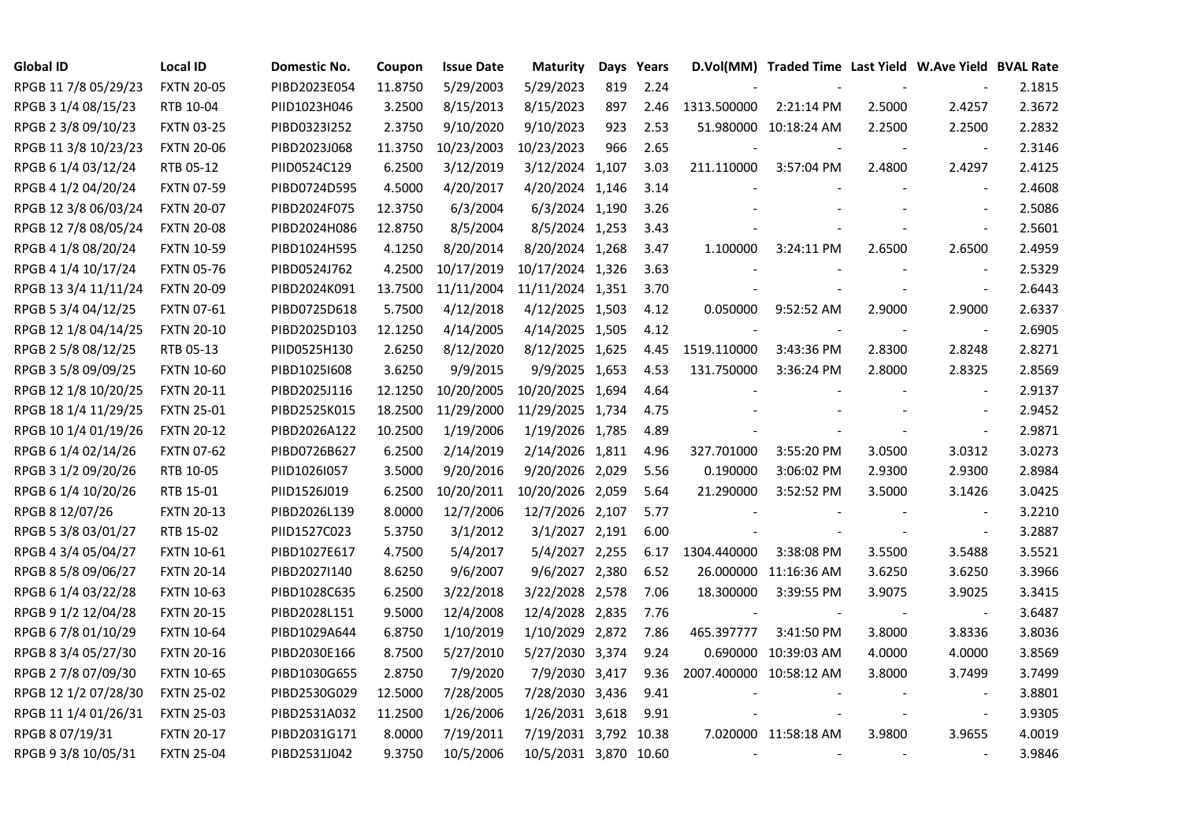| Global ID | Local ID | Domestic No. | Coupon | Issue Date | Maturity | Days | Years | D.Vol(MM) | Traded Time | Last Yield | W.Ave Yield | BVAL Rate |
|---|---|---|---|---|---|---|---|---|---|---|---|---|
| RPGB 11 7/8 05/29/23 | FXTN 20-05 | PIBD2023E054 | 11.8750 | 5/29/2003 | 5/29/2023 | 819 | 2.24 | - | - | - | - | 2.1815 |
| RPGB 3 1/4 08/15/23 | RTB 10-04 | PIID1023H046 | 3.2500 | 8/15/2013 | 8/15/2023 | 897 | 2.46 | 1313.500000 | 2:21:14 PM | 2.5000 | 2.4257 | 2.3672 |
| RPGB 2 3/8 09/10/23 | FXTN 03-25 | PIBD0323I252 | 2.3750 | 9/10/2020 | 9/10/2023 | 923 | 2.53 | 51.980000 | 10:18:24 AM | 2.2500 | 2.2500 | 2.2832 |
| RPGB 11 3/8 10/23/23 | FXTN 20-06 | PIBD2023J068 | 11.3750 | 10/23/2003 | 10/23/2023 | 966 | 2.65 | - | - | - | - | 2.3146 |
| RPGB 6 1/4 03/12/24 | RTB 05-12 | PIID0524C129 | 6.2500 | 3/12/2019 | 3/12/2024 | 1,107 | 3.03 | 211.110000 | 3:57:04 PM | 2.4800 | 2.4297 | 2.4125 |
| RPGB 4 1/2 04/20/24 | FXTN 07-59 | PIBD0724D595 | 4.5000 | 4/20/2017 | 4/20/2024 | 1,146 | 3.14 | - | - | - | - | 2.4608 |
| RPGB 12 3/8 06/03/24 | FXTN 20-07 | PIBD2024F075 | 12.3750 | 6/3/2004 | 6/3/2024 | 1,190 | 3.26 | - | - | - | - | 2.5086 |
| RPGB 12 7/8 08/05/24 | FXTN 20-08 | PIBD2024H086 | 12.8750 | 8/5/2004 | 8/5/2024 | 1,253 | 3.43 | - | - | - | - | 2.5601 |
| RPGB 4 1/8 08/20/24 | FXTN 10-59 | PIBD1024H595 | 4.1250 | 8/20/2014 | 8/20/2024 | 1,268 | 3.47 | 1.100000 | 3:24:11 PM | 2.6500 | 2.6500 | 2.4959 |
| RPGB 4 1/4 10/17/24 | FXTN 05-76 | PIBD0524J762 | 4.2500 | 10/17/2019 | 10/17/2024 | 1,326 | 3.63 | - | - | - | - | 2.5329 |
| RPGB 13 3/4 11/11/24 | FXTN 20-09 | PIBD2024K091 | 13.7500 | 11/11/2004 | 11/11/2024 | 1,351 | 3.70 | - | - | - | - | 2.6443 |
| RPGB 5 3/4 04/12/25 | FXTN 07-61 | PIBD0725D618 | 5.7500 | 4/12/2018 | 4/12/2025 | 1,503 | 4.12 | 0.050000 | 9:52:52 AM | 2.9000 | 2.9000 | 2.6337 |
| RPGB 12 1/8 04/14/25 | FXTN 20-10 | PIBD2025D103 | 12.1250 | 4/14/2005 | 4/14/2025 | 1,505 | 4.12 | - | - | - | - | 2.6905 |
| RPGB 2 5/8 08/12/25 | RTB 05-13 | PIID0525H130 | 2.6250 | 8/12/2020 | 8/12/2025 | 1,625 | 4.45 | 1519.110000 | 3:43:36 PM | 2.8300 | 2.8248 | 2.8271 |
| RPGB 3 5/8 09/09/25 | FXTN 10-60 | PIBD1025I608 | 3.6250 | 9/9/2015 | 9/9/2025 | 1,653 | 4.53 | 131.750000 | 3:36:24 PM | 2.8000 | 2.8325 | 2.8569 |
| RPGB 12 1/8 10/20/25 | FXTN 20-11 | PIBD2025J116 | 12.1250 | 10/20/2005 | 10/20/2025 | 1,694 | 4.64 | - | - | - | - | 2.9137 |
| RPGB 18 1/4 11/29/25 | FXTN 25-01 | PIBD2525K015 | 18.2500 | 11/29/2000 | 11/29/2025 | 1,734 | 4.75 | - | - | - | - | 2.9452 |
| RPGB 10 1/4 01/19/26 | FXTN 20-12 | PIBD2026A122 | 10.2500 | 1/19/2006 | 1/19/2026 | 1,785 | 4.89 | - | - | - | - | 2.9871 |
| RPGB 6 1/4 02/14/26 | FXTN 07-62 | PIBD0726B627 | 6.2500 | 2/14/2019 | 2/14/2026 | 1,811 | 4.96 | 327.701000 | 3:55:20 PM | 3.0500 | 3.0312 | 3.0273 |
| RPGB 3 1/2 09/20/26 | RTB 10-05 | PIID1026I057 | 3.5000 | 9/20/2016 | 9/20/2026 | 2,029 | 5.56 | 0.190000 | 3:06:02 PM | 2.9300 | 2.9300 | 2.8984 |
| RPGB 6 1/4 10/20/26 | RTB 15-01 | PIID1526J019 | 6.2500 | 10/20/2011 | 10/20/2026 | 2,059 | 5.64 | 21.290000 | 3:52:52 PM | 3.5000 | 3.1426 | 3.0425 |
| RPGB 8 12/07/26 | FXTN 20-13 | PIBD2026L139 | 8.0000 | 12/7/2006 | 12/7/2026 | 2,107 | 5.77 | - | - | - | - | 3.2210 |
| RPGB 5 3/8 03/01/27 | RTB 15-02 | PIID1527C023 | 5.3750 | 3/1/2012 | 3/1/2027 | 2,191 | 6.00 | - | - | - | - | 3.2887 |
| RPGB 4 3/4 05/04/27 | FXTN 10-61 | PIBD1027E617 | 4.7500 | 5/4/2017 | 5/4/2027 | 2,255 | 6.17 | 1304.440000 | 3:38:08 PM | 3.5500 | 3.5488 | 3.5521 |
| RPGB 8 5/8 09/06/27 | FXTN 20-14 | PIBD2027I140 | 8.6250 | 9/6/2007 | 9/6/2027 | 2,380 | 6.52 | 26.000000 | 11:16:36 AM | 3.6250 | 3.6250 | 3.3966 |
| RPGB 6 1/4 03/22/28 | FXTN 10-63 | PIBD1028C635 | 6.2500 | 3/22/2018 | 3/22/2028 | 2,578 | 7.06 | 18.300000 | 3:39:55 PM | 3.9075 | 3.9025 | 3.3415 |
| RPGB 9 1/2 12/04/28 | FXTN 20-15 | PIBD2028L151 | 9.5000 | 12/4/2008 | 12/4/2028 | 2,835 | 7.76 | - | - | - | - | 3.6487 |
| RPGB 6 7/8 01/10/29 | FXTN 10-64 | PIBD1029A644 | 6.8750 | 1/10/2019 | 1/10/2029 | 2,872 | 7.86 | 465.397777 | 3:41:50 PM | 3.8000 | 3.8336 | 3.8036 |
| RPGB 8 3/4 05/27/30 | FXTN 20-16 | PIBD2030E166 | 8.7500 | 5/27/2010 | 5/27/2030 | 3,374 | 9.24 | 0.690000 | 10:39:03 AM | 4.0000 | 4.0000 | 3.8569 |
| RPGB 2 7/8 07/09/30 | FXTN 10-65 | PIBD1030G655 | 2.8750 | 7/9/2020 | 7/9/2030 | 3,417 | 9.36 | 2007.400000 | 10:58:12 AM | 3.8000 | 3.7499 | 3.7499 |
| RPGB 12 1/2 07/28/30 | FXTN 25-02 | PIBD2530G029 | 12.5000 | 7/28/2005 | 7/28/2030 | 3,436 | 9.41 | - | - | - | - | 3.8801 |
| RPGB 11 1/4 01/26/31 | FXTN 25-03 | PIBD2531A032 | 11.2500 | 1/26/2006 | 1/26/2031 | 3,618 | 9.91 | - | - | - | - | 3.9305 |
| RPGB 8 07/19/31 | FXTN 20-17 | PIBD2031G171 | 8.0000 | 7/19/2011 | 7/19/2031 | 3,792 | 10.38 | 7.020000 | 11:58:18 AM | 3.9800 | 3.9655 | 4.0019 |
| RPGB 9 3/8 10/05/31 | FXTN 25-04 | PIBD2531J042 | 9.3750 | 10/5/2006 | 10/5/2031 | 3,870 | 10.60 | - | - | - | - | 3.9846 |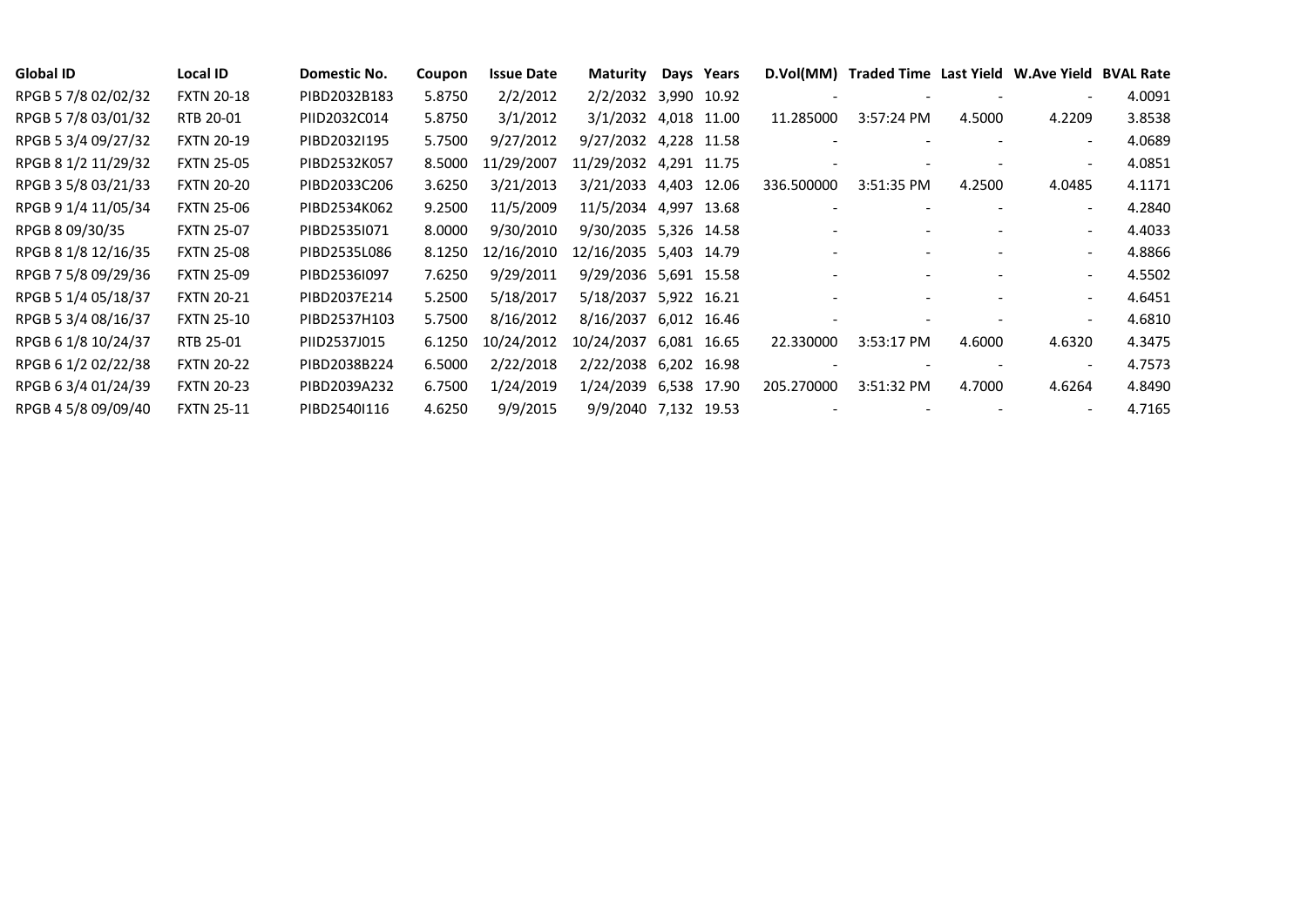| Global ID | Local ID | Domestic No. | Coupon | Issue Date | Maturity | Days | Years | D.Vol(MM) | Traded Time | Last Yield | W.Ave Yield | BVAL Rate |
|---|---|---|---|---|---|---|---|---|---|---|---|---|
| RPGB 5 7/8 02/02/32 | FXTN 20-18 | PIBD2032B183 | 5.8750 | 2/2/2012 | 2/2/2032 | 3,990 | 10.92 | - | - | - | - | 4.0091 |
| RPGB 5 7/8 03/01/32 | RTB 20-01 | PIID2032C014 | 5.8750 | 3/1/2012 | 3/1/2032 | 4,018 | 11.00 | 11.285000 | 3:57:24 PM | 4.5000 | 4.2209 | 3.8538 |
| RPGB 5 3/4 09/27/32 | FXTN 20-19 | PIBD2032I195 | 5.7500 | 9/27/2012 | 9/27/2032 | 4,228 | 11.58 | - | - | - | - | 4.0689 |
| RPGB 8 1/2 11/29/32 | FXTN 25-05 | PIBD2532K057 | 8.5000 | 11/29/2007 | 11/29/2032 | 4,291 | 11.75 | - | - | - | - | 4.0851 |
| RPGB 3 5/8 03/21/33 | FXTN 20-20 | PIBD2033C206 | 3.6250 | 3/21/2013 | 3/21/2033 | 4,403 | 12.06 | 336.500000 | 3:51:35 PM | 4.2500 | 4.0485 | 4.1171 |
| RPGB 9 1/4 11/05/34 | FXTN 25-06 | PIBD2534K062 | 9.2500 | 11/5/2009 | 11/5/2034 | 4,997 | 13.68 | - | - | - | - | 4.2840 |
| RPGB 8 09/30/35 | FXTN 25-07 | PIBD2535I071 | 8.0000 | 9/30/2010 | 9/30/2035 | 5,326 | 14.58 | - | - | - | - | 4.4033 |
| RPGB 8 1/8 12/16/35 | FXTN 25-08 | PIBD2535L086 | 8.1250 | 12/16/2010 | 12/16/2035 | 5,403 | 14.79 | - | - | - | - | 4.8866 |
| RPGB 7 5/8 09/29/36 | FXTN 25-09 | PIBD2536I097 | 7.6250 | 9/29/2011 | 9/29/2036 | 5,691 | 15.58 | - | - | - | - | 4.5502 |
| RPGB 5 1/4 05/18/37 | FXTN 20-21 | PIBD2037E214 | 5.2500 | 5/18/2017 | 5/18/2037 | 5,922 | 16.21 | - | - | - | - | 4.6451 |
| RPGB 5 3/4 08/16/37 | FXTN 25-10 | PIBD2537H103 | 5.7500 | 8/16/2012 | 8/16/2037 | 6,012 | 16.46 | - | - | - | - | 4.6810 |
| RPGB 6 1/8 10/24/37 | RTB 25-01 | PIID2537J015 | 6.1250 | 10/24/2012 | 10/24/2037 | 6,081 | 16.65 | 22.330000 | 3:53:17 PM | 4.6000 | 4.6320 | 4.3475 |
| RPGB 6 1/2 02/22/38 | FXTN 20-22 | PIBD2038B224 | 6.5000 | 2/22/2018 | 2/22/2038 | 6,202 | 16.98 | - | - | - | - | 4.7573 |
| RPGB 6 3/4 01/24/39 | FXTN 20-23 | PIBD2039A232 | 6.7500 | 1/24/2019 | 1/24/2039 | 6,538 | 17.90 | 205.270000 | 3:51:32 PM | 4.7000 | 4.6264 | 4.8490 |
| RPGB 4 5/8 09/09/40 | FXTN 25-11 | PIBD2540I116 | 4.6250 | 9/9/2015 | 9/9/2040 | 7,132 | 19.53 | - | - | - | - | 4.7165 |